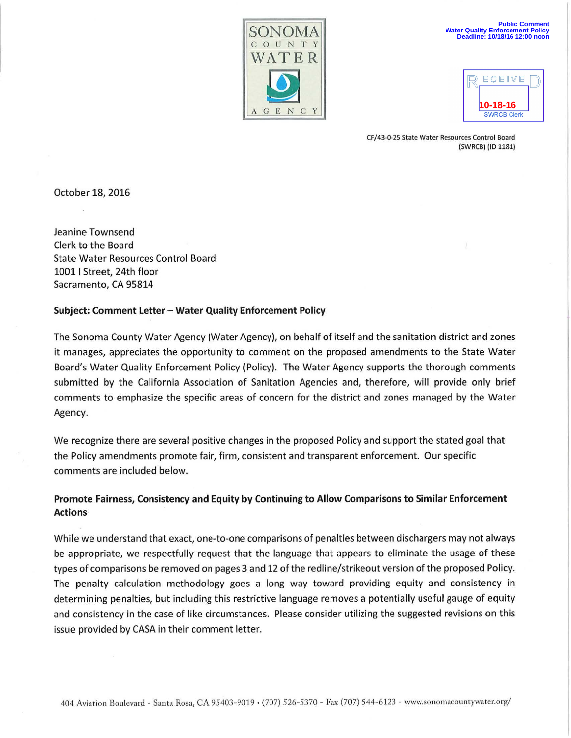SONOMA COUNTY WATER AGENCY

Public Comment
Water Quality Enforcement Policy
Deadline: 10/18/16 12:00 noon

RECEIVED
10-18-16
SWRCB Clerk

CF/43-0-25 State Water Resources Control Board
(SWRCB) (ID 1181)

October 18, 2016

Jeanine Townsend
Clerk to the Board
State Water Resources Control Board
1001 I Street, 24th floor
Sacramento, CA 95814

**Subject: Comment Letter – Water Quality Enforcement Policy**

The Sonoma County Water Agency (Water Agency), on behalf of itself and the sanitation district and zones it manages, appreciates the opportunity to comment on the proposed amendments to the State Water Board's Water Quality Enforcement Policy (Policy). The Water Agency supports the thorough comments submitted by the California Association of Sanitation Agencies and, therefore, will provide only brief comments to emphasize the specific areas of concern for the district and zones managed by the Water Agency.

We recognize there are several positive changes in the proposed Policy and support the stated goal that the Policy amendments promote fair, firm, consistent and transparent enforcement. Our specific comments are included below.

**Promote Fairness, Consistency and Equity by Continuing to Allow Comparisons to Similar Enforcement Actions**

While we understand that exact, one-to-one comparisons of penalties between dischargers may not always be appropriate, we respectfully request that the language that appears to eliminate the usage of these types of comparisons be removed on pages 3 and 12 of the redline/strikeout version of the proposed Policy. The penalty calculation methodology goes a long way toward providing equity and consistency in determining penalties, but including this restrictive language removes a potentially useful gauge of equity and consistency in the case of like circumstances. Please consider utilizing the suggested revisions on this issue provided by CASA in their comment letter.

404 Aviation Boulevard - Santa Rosa, CA 95403-9019 • (707) 526-5370 - Fax (707) 544-6123 - www.sonomacountywater.org/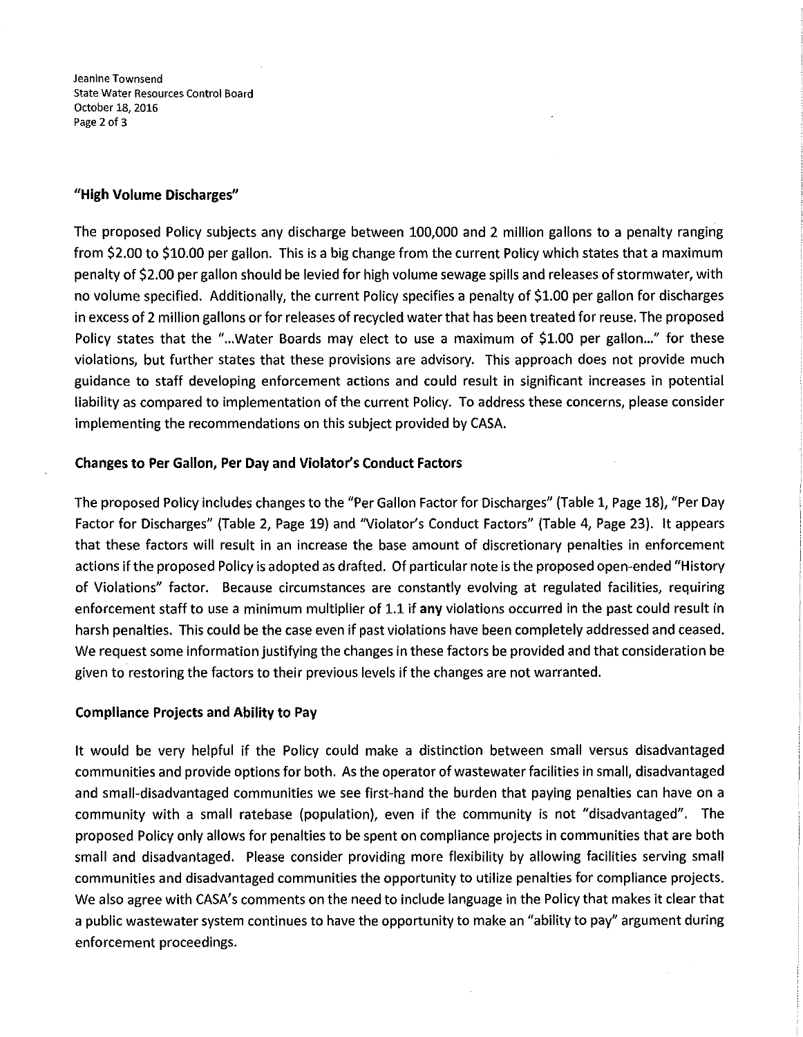## "High Volume Discharges"

The proposed Policy subjects any discharge between 100,000 and 2 million gallons to a penalty ranging from $2.00 to $10.00 per gallon. This is a big change from the current Policy which states that a maximum penalty of $2.00 per gallon should be levied for high volume sewage spills and releases of stormwater, with no volume specified. Additionally, the current Policy specifies a penalty of $1.00 per gallon for discharges in excess of 2 million gallons or for releases of recycled water that has been treated for reuse. The proposed Policy states that the "...Water Boards may elect to use a maximum of $1.00 per gallon..." for these violations, but further states that these provisions are advisory. This approach does not provide much guidance to staff developing enforcement actions and could result in significant increases in potential liability as compared to implementation of the current Policy. To address these concerns, please consider implementing the recommendations on this subject provided by CASA.

## Changes to Per Gallon, Per Day and Violator's Conduct Factors

The proposed Policy includes changes to the "Per Gallon Factor for Discharges" (Table 1, Page 18), "Per Day Factor for Discharges" (Table 2, Page 19) and "Violator's Conduct Factors" (Table 4, Page 23). It appears that these factors will result in an increase the base amount of discretionary penalties in enforcement actions if the proposed Policy is adopted as drafted. Of particular note is the proposed open-ended "History of Violations" factor. Because circumstances are constantly evolving at regulated facilities, requiring enforcement staff to use a minimum multiplier of 1.1 if **any** violations occurred in the past could result in harsh penalties. This could be the case even if past violations have been completely addressed and ceased. We request some information justifying the changes in these factors be provided and that consideration be given to restoring the factors to their previous levels if the changes are not warranted.

## Compliance Projects and Ability to Pay

It would be very helpful if the Policy could make a distinction between small versus disadvantaged communities and provide options for both. As the operator of wastewater facilities in small, disadvantaged and small-disadvantaged communities we see first-hand the burden that paying penalties can have on a community with a small ratebase (population), even if the community is not "disadvantaged". The proposed Policy only allows for penalties to be spent on compliance projects in communities that are both small and disadvantaged. Please consider providing more flexibility by allowing facilities serving small communities and disadvantaged communities the opportunity to utilize penalties for compliance projects. We also agree with CASA's comments on the need to include language in the Policy that makes it clear that a public wastewater system continues to have the opportunity to make an "ability to pay" argument during enforcement proceedings.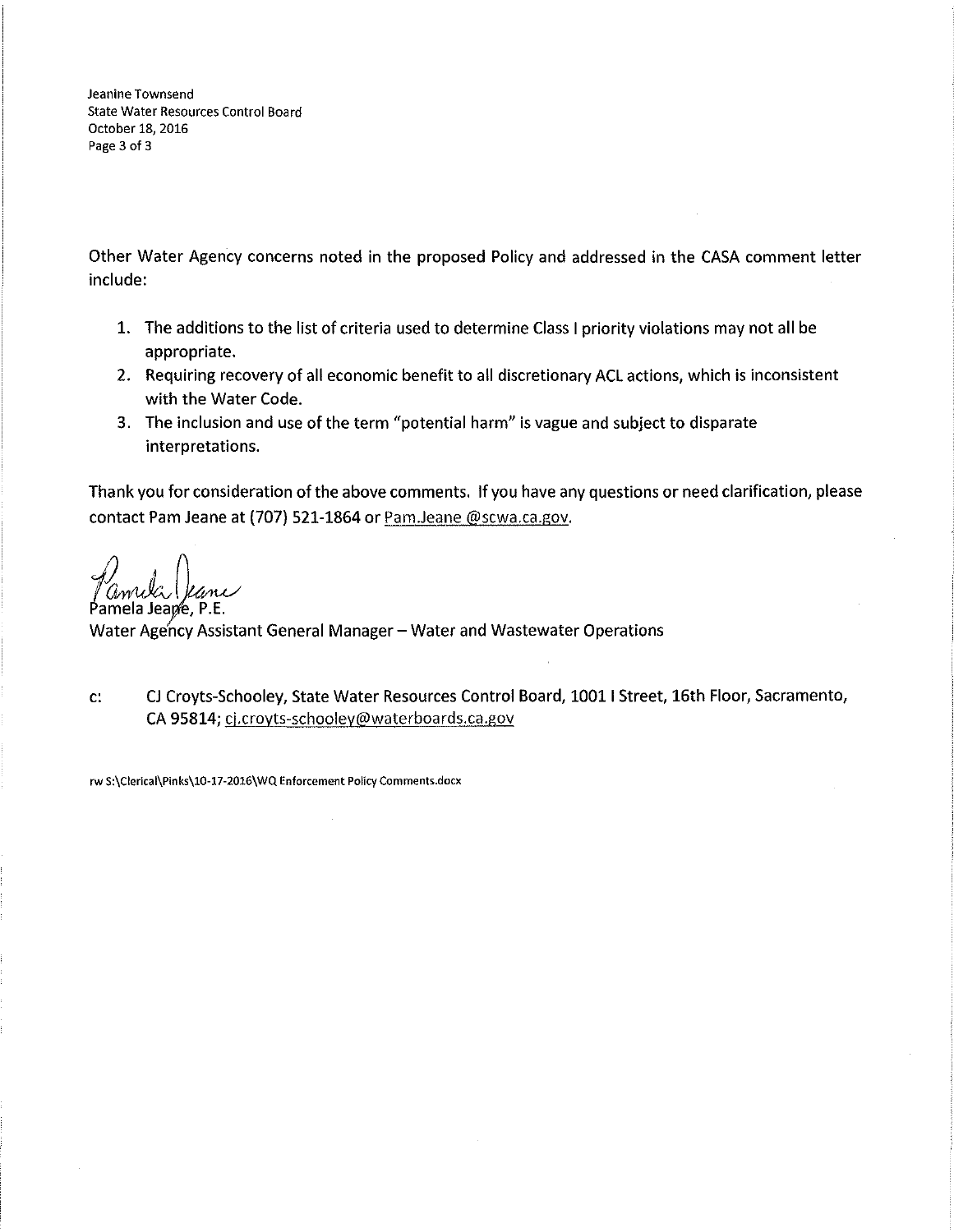Other Water Agency concerns noted in the proposed Policy and addressed in the CASA comment letter include:

1. The additions to the list of criteria used to determine Class I priority violations may not all be appropriate.
2. Requiring recovery of all economic benefit to all discretionary ACL actions, which is inconsistent with the Water Code.
3. The inclusion and use of the term "potential harm" is vague and subject to disparate interpretations.

Thank you for consideration of the above comments. If you have any questions or need clarification, please contact Pam Jeane at (707) 521-1864 or Pam.Jeane @scwa.ca.gov.

Pamela Jeane, P.E.
Water Agency Assistant General Manager – Water and Wastewater Operations

c: CJ Croyts-Schooley, State Water Resources Control Board, 1001 I Street, 16th Floor, Sacramento, CA 95814; cj.croyts-schooley@waterboards.ca.gov

rw S:\Clerical\Pinks\10-17-2016\WQ Enforcement Policy Comments.docx